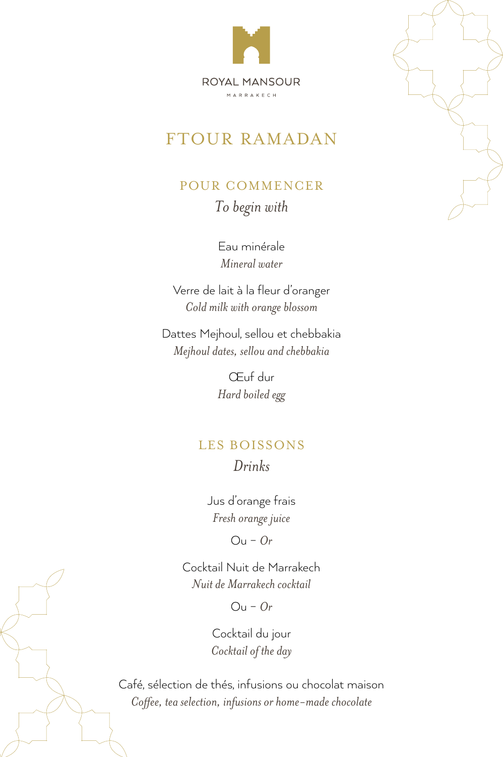ROYAL MANSOUR

MARRAKECH

# FTOUR RAMADAN

## POUR COMMENCER

*To begin with*

Eau minérale
*Mineral water*

Verre de lait à la fleur d'oranger
*Cold milk with orange blossom*

Dattes Mejhoul, sellou et chebbakia
*Mejhoul dates, sellou and chebbakia*

Œuf dur
*Hard boiled egg*

## LES BOISSONS

*Drinks*

Jus d'orange frais
*Fresh orange juice*

Ou – *Or*

Cocktail Nuit de Marrakech
*Nuit de Marrakech cocktail*

Ou – *Or*

Cocktail du jour
*Cocktail of the day*

Café, sélection de thés, infusions ou chocolat maison
*Coffee, tea selection, infusions or home-made chocolate*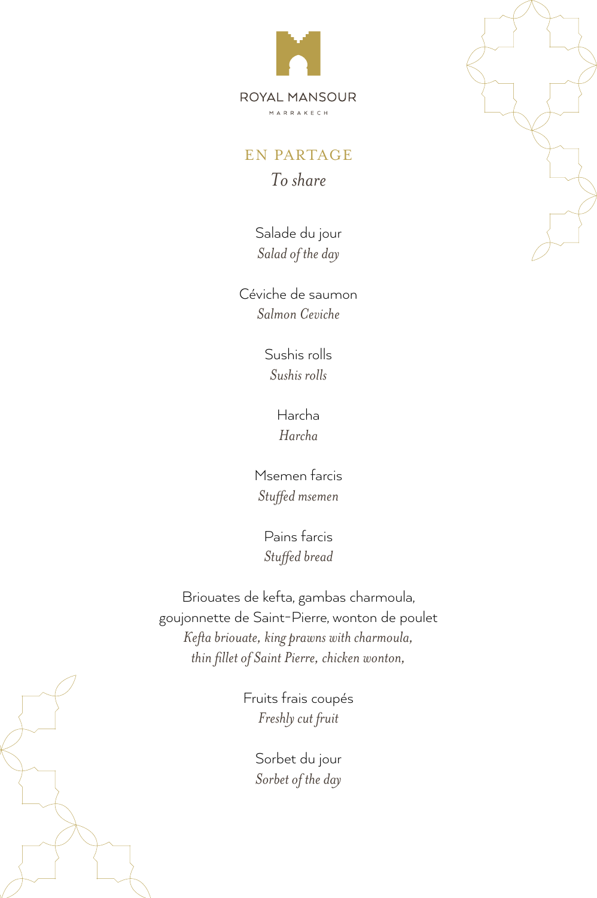ROYAL MANSOUR

MARRAKECH

## EN PARTAGE

*To share*

Salade du jour
*Salad of the day*

Céviche de saumon
*Salmon Ceviche*

Sushis rolls
*Sushis rolls*

Harcha
*Harcha*

Msemen farcis
*Stuffed msemen*

Pains farcis
*Stuffed bread*

Briouates de kefta, gambas charmoula,
goujonnette de Saint-Pierre, wonton de poulet
*Kefta briouate, king prawns with charmoula,*
*thin fillet of Saint Pierre, chicken wonton,*

Fruits frais coupés
*Freshly cut fruit*

Sorbet du jour
*Sorbet of the day*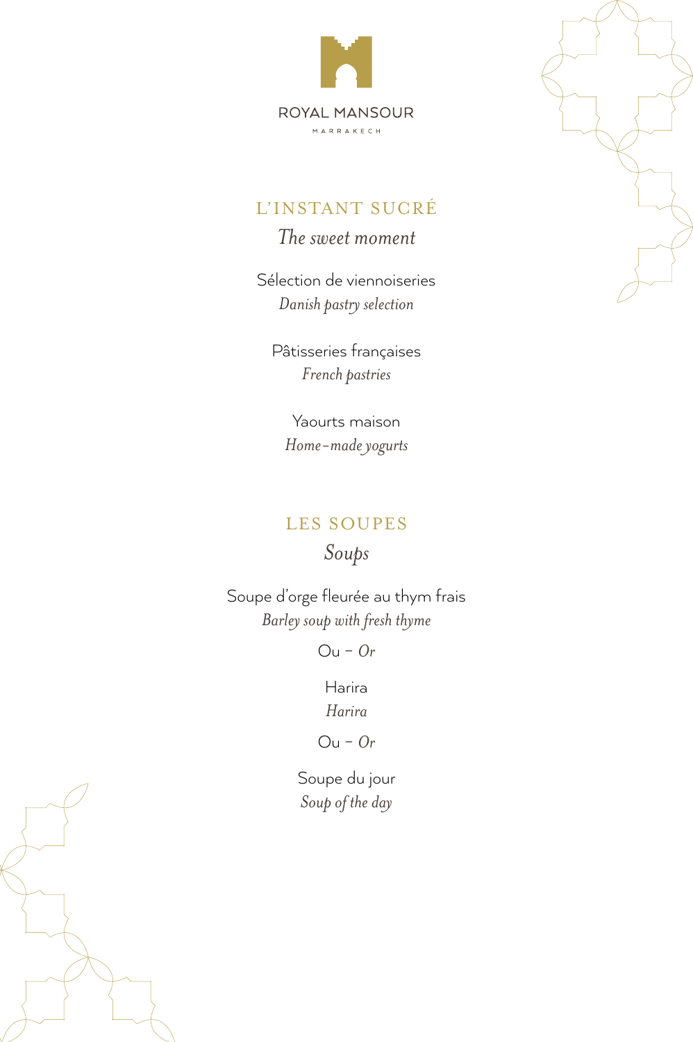ROYAL MANSOUR

MARRAKECH

## L'INSTANT SUCRÉ

*The sweet moment*

Sélection de viennoiseries
*Danish pastry selection*

Pâtisseries françaises
*French pastries*

Yaourts maison
*Home-made yogurts*

## LES SOUPES

*Soups*

Soupe d'orge fleurée au thym frais
*Barley soup with fresh thyme*

Ou – *Or*

Harira
*Harira*

Ou – *Or*

Soupe du jour
*Soup of the day*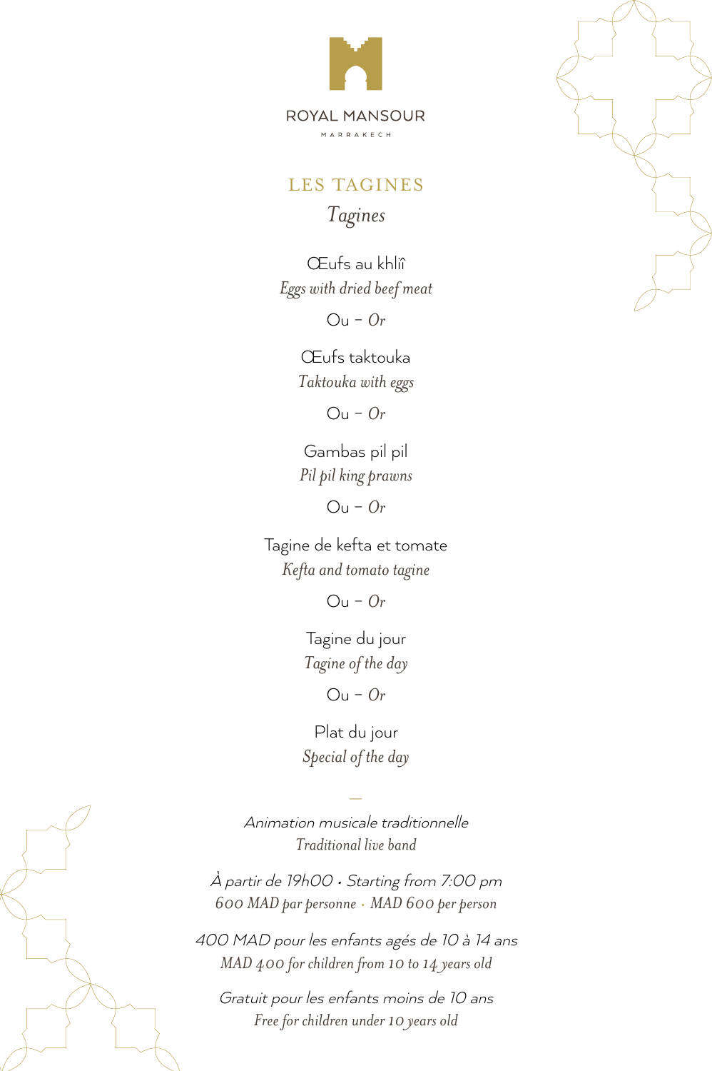ROYAL MANSOUR

MARRAKECH

## LES TAGINES

*Tagines*

Œufs au khlîi

*Eggs with dried beef meat*

Ou – *Or*

Œufs taktouka

*Taktouka with eggs*

Ou – *Or*

Gambas pil pil

*Pil pil king prawns*

Ou – *Or*

Tagine de kefta et tomate

*Kefta and tomato tagine*

Ou – *Or*

Tagine du jour

*Tagine of the day*

Ou – *Or*

Plat du jour

*Special of the day*

—

*Animation musicale traditionnelle*

*Traditional live band*

*À partir de 19h00 • Starting from 7:00 pm*

600 MAD *par personne* • MAD 600 *per person*

*400 MAD pour les enfants agés de 10 à 14 ans*

*MAD 400 for children from 10 to 14 years old*

*Gratuit pour les enfants moins de 10 ans*

*Free for children under 10 years old*